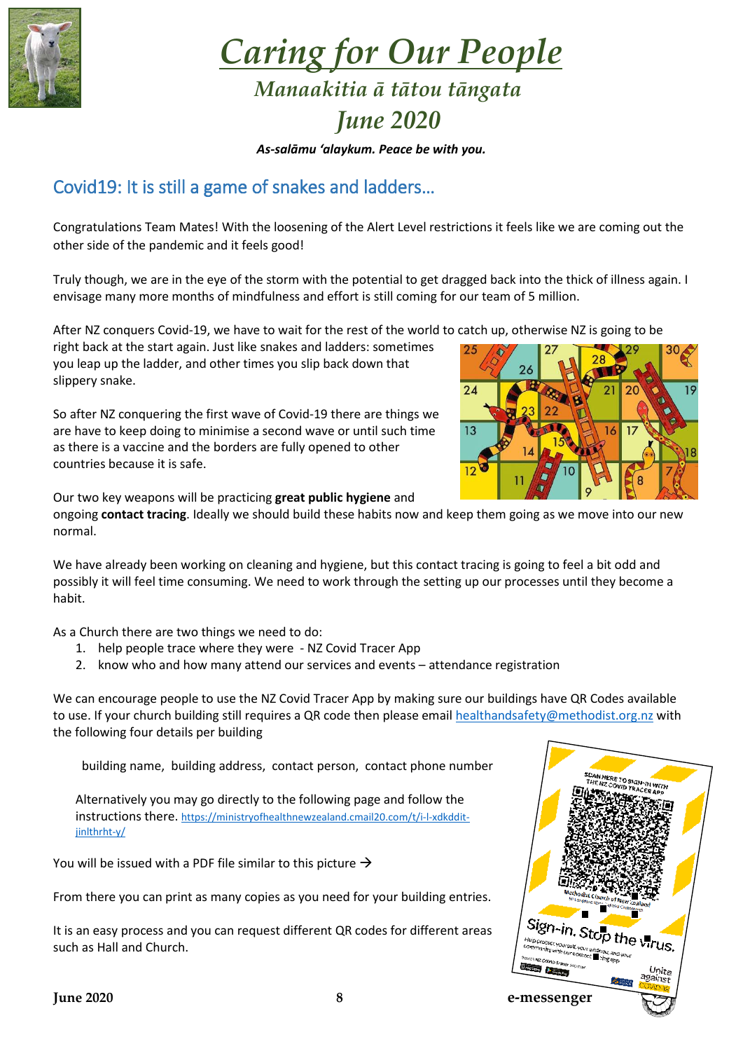# *Caring for Our People*

## *Manaakitia ā tātou tāngata*

## *June 2020*

***As-salāmu 'alaykum. Peace be with you.***

## Covid19: It is still a game of snakes and ladders…

Congratulations Team Mates! With the loosening of the Alert Level restrictions it feels like we are coming out the other side of the pandemic and it feels good!

Truly though, we are in the eye of the storm with the potential to get dragged back into the thick of illness again. I envisage many more months of mindfulness and effort is still coming for our team of 5 million.

After NZ conquers Covid-19, we have to wait for the rest of the world to catch up, otherwise NZ is going to be right back at the start again. Just like snakes and ladders: sometimes you leap up the ladder, and other times you slip back down that slippery snake.

So after NZ conquering the first wave of Covid-19 there are things we are have to keep doing to minimise a second wave or until such time as there is a vaccine and the borders are fully opened to other countries because it is safe.

Our two key weapons will be practicing **great public hygiene** and ongoing **contact tracing**. Ideally we should build these habits now and keep them going as we move into our new normal.

We have already been working on cleaning and hygiene, but this contact tracing is going to feel a bit odd and possibly it will feel time consuming. We need to work through the setting up our processes until they become a habit.

As a Church there are two things we need to do:

1. help people trace where they were - NZ Covid Tracer App
2. know who and how many attend our services and events – attendance registration

We can encourage people to use the NZ Covid Tracer App by making sure our buildings have QR Codes available to use. If your church building still requires a QR code then please email healthandsafety@methodist.org.nz with the following four details per building

building name, building address, contact person, contact phone number

Alternatively you may go directly to the following page and follow the instructions there. https://ministryofhealthnewzealand.cmail20.com/t/i-l-xdkddit-jinlthrht-y/

You will be issued with a PDF file similar to this picture →

From there you can print as many copies as you need for your building entries.

It is an easy process and you can request different QR codes for different areas such as Hall and Church.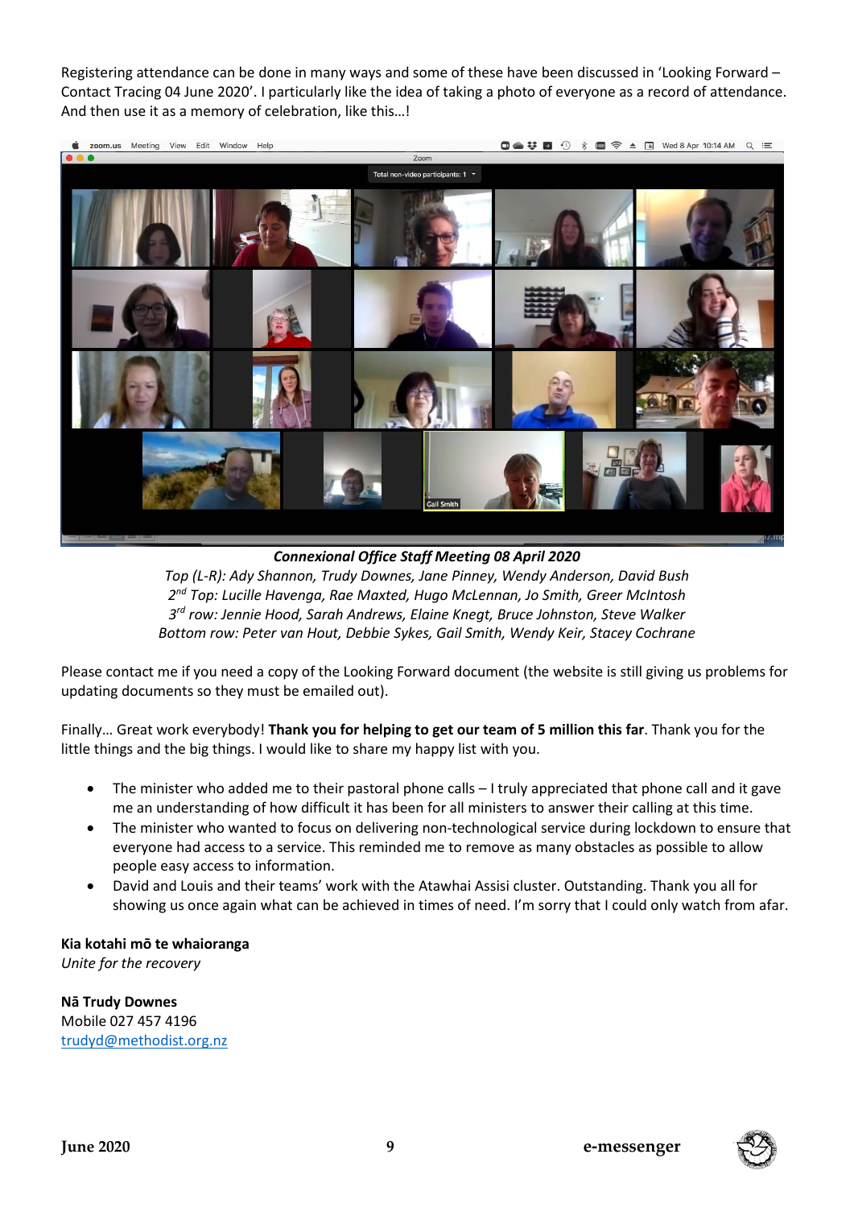Registering attendance can be done in many ways and some of these have been discussed in 'Looking Forward – Contact Tracing 04 June 2020'. I particularly like the idea of taking a photo of everyone as a record of attendance. And then use it as a memory of celebration, like this…!

***Connexional Office Staff Meeting 08 April 2020***

*Top (L-R): Ady Shannon, Trudy Downes, Jane Pinney, Wendy Anderson, David Bush*
*2nd Top: Lucille Havenga, Rae Maxted, Hugo McLennan, Jo Smith, Greer McIntosh*
*3rd row: Jennie Hood, Sarah Andrews, Elaine Knegt, Bruce Johnston, Steve Walker*
*Bottom row: Peter van Hout, Debbie Sykes, Gail Smith, Wendy Keir, Stacey Cochrane*

Please contact me if you need a copy of the Looking Forward document (the website is still giving us problems for updating documents so they must be emailed out).

Finally… Great work everybody! **Thank you for helping to get our team of 5 million this far**. Thank you for the little things and the big things. I would like to share my happy list with you.

- The minister who added me to their pastoral phone calls – I truly appreciated that phone call and it gave me an understanding of how difficult it has been for all ministers to answer their calling at this time.
- The minister who wanted to focus on delivering non-technological service during lockdown to ensure that everyone had access to a service. This reminded me to remove as many obstacles as possible to allow people easy access to information.
- David and Louis and their teams' work with the Atawhai Assisi cluster. Outstanding. Thank you all for showing us once again what can be achieved in times of need. I'm sorry that I could only watch from afar.

**Kia kotahi mō te whaioranga**
*Unite for the recovery*

**Nā Trudy Downes**
Mobile 027 457 4196
trudyd@methodist.org.nz